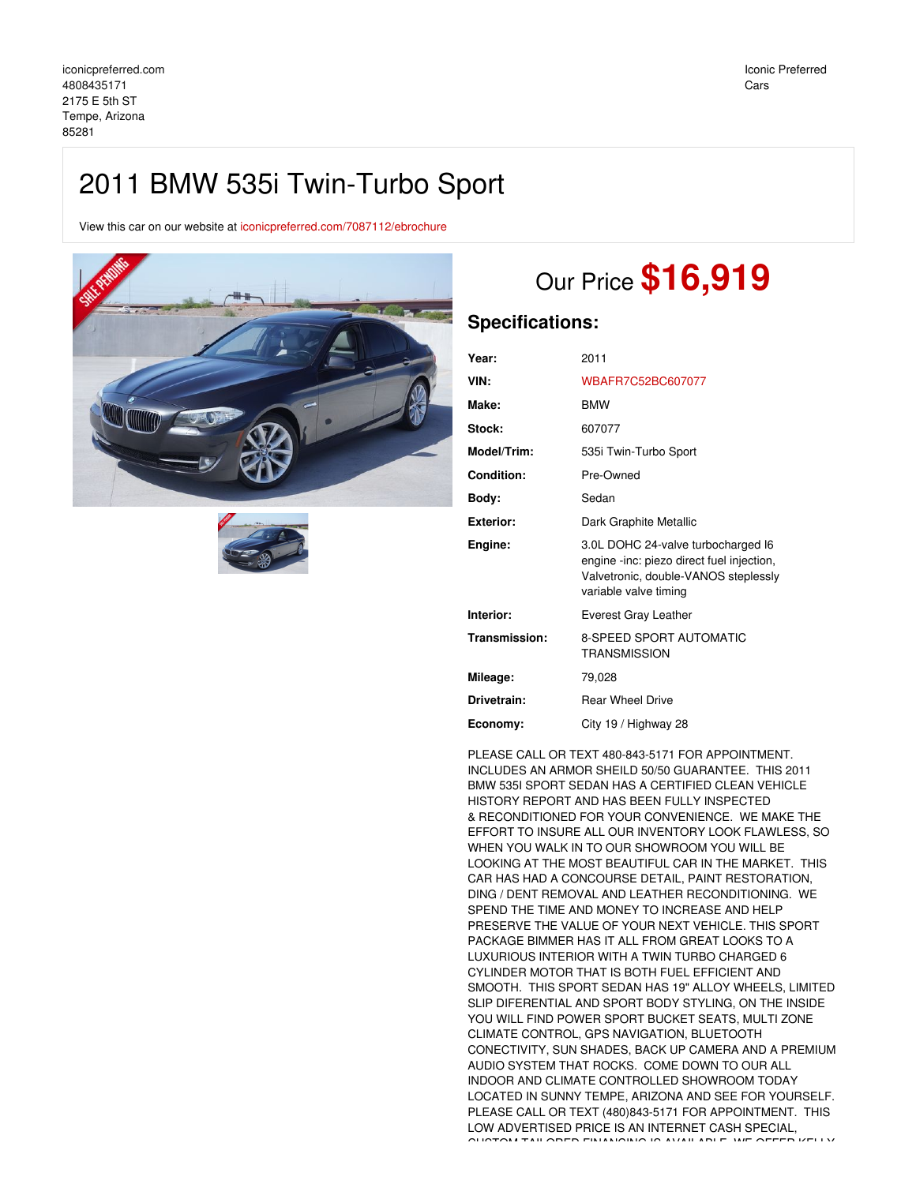iconicpreferred.com
4808435171
2175 E 5th ST
Tempe, Arizona
85281

Iconic Preferred Cars

# 2011 BMW 535i Twin-Turbo Sport

View this car on our website at iconicpreferred.com/7087112/ebrochure

## Our Price **$16,919**

## Specifications:

| | |
|---|---|
| **Year:** | 2011 |
| **VIN:** | WBAFR7C52BC607077 |
| **Make:** | BMW |
| **Stock:** | 607077 |
| **Model/Trim:** | 535i Twin-Turbo Sport |
| **Condition:** | Pre-Owned |
| **Body:** | Sedan |
| **Exterior:** | Dark Graphite Metallic |
| **Engine:** | 3.0L DOHC 24-valve turbocharged I6 engine -inc: piezo direct fuel injection, Valvetronic, double-VANOS steplessly variable valve timing |
| **Interior:** | Everest Gray Leather |
| **Transmission:** | 8-SPEED SPORT AUTOMATIC TRANSMISSION |
| **Mileage:** | 79,028 |
| **Drivetrain:** | Rear Wheel Drive |
| **Economy:** | City 19 / Highway 28 |

PLEASE CALL OR TEXT 480-843-5171 FOR APPOINTMENT. INCLUDES AN ARMOR SHEILD 50/50 GUARANTEE. THIS 2011 BMW 535I SPORT SEDAN HAS A CERTIFIED CLEAN VEHICLE HISTORY REPORT AND HAS BEEN FULLY INSPECTED & RECONDITIONED FOR YOUR CONVENIENCE. WE MAKE THE EFFORT TO INSURE ALL OUR INVENTORY LOOK FLAWLESS, SO WHEN YOU WALK IN TO OUR SHOWROOM YOU WILL BE LOOKING AT THE MOST BEAUTIFUL CAR IN THE MARKET. THIS CAR HAS HAD A CONCOURSE DETAIL, PAINT RESTORATION, DING / DENT REMOVAL AND LEATHER RECONDITIONING. WE SPEND THE TIME AND MONEY TO INCREASE AND HELP PRESERVE THE VALUE OF YOUR NEXT VEHICLE. THIS SPORT PACKAGE BIMMER HAS IT ALL FROM GREAT LOOKS TO A LUXURIOUS INTERIOR WITH A TWIN TURBO CHARGED 6 CYLINDER MOTOR THAT IS BOTH FUEL EFFICIENT AND SMOOTH. THIS SPORT SEDAN HAS 19" ALLOY WHEELS, LIMITED SLIP DIFERENTIAL AND SPORT BODY STYLING, ON THE INSIDE YOU WILL FIND POWER SPORT BUCKET SEATS, MULTI ZONE CLIMATE CONTROL, GPS NAVIGATION, BLUETOOTH CONECTIVITY, SUN SHADES, BACK UP CAMERA AND A PREMIUM AUDIO SYSTEM THAT ROCKS. COME DOWN TO OUR ALL INDOOR AND CLIMATE CONTROLLED SHOWROOM TODAY LOCATED IN SUNNY TEMPE, ARIZONA AND SEE FOR YOURSELF. PLEASE CALL OR TEXT (480)843-5171 FOR APPOINTMENT. THIS LOW ADVERTISED PRICE IS AN INTERNET CASH SPECIAL,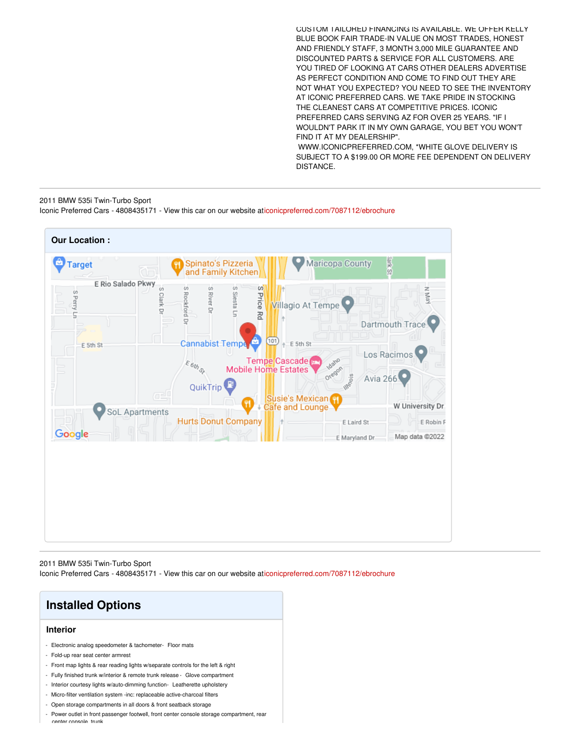CUSTOM TAILORED FINANCING IS AVAILABLE. WE OFFER KELLY BLUE BOOK FAIR TRADE-IN VALUE ON MOST TRADES, HONEST AND FRIENDLY STAFF, 3 MONTH 3,000 MILE GUARANTEE AND DISCOUNTED PARTS & SERVICE FOR ALL CUSTOMERS. ARE YOU TIRED OF LOOKING AT CARS OTHER DEALERS ADVERTISE AS PERFECT CONDITION AND COME TO FIND OUT THEY ARE NOT WHAT YOU EXPECTED? YOU NEED TO SEE THE INVENTORY AT ICONIC PREFERRED CARS. WE TAKE PRIDE IN STOCKING THE CLEANEST CARS AT COMPETITIVE PRICES. ICONIC PREFERRED CARS SERVING AZ FOR OVER 25 YEARS. "IF I WOULDN'T PARK IT IN MY OWN GARAGE, YOU BET YOU WON'T FIND IT AT MY DEALERSHIP".
WWW.ICONICPREFERRED.COM, *WHITE GLOVE DELIVERY IS SUBJECT TO A $199.00 OR MORE FEE DEPENDENT ON DELIVERY DISTANCE.

2011 BMW 535i Twin-Turbo Sport
Iconic Preferred Cars - 4808435171 - View this car on our websiteaticonicpreferred.com/7087112/ebrochure

## Our Location :

2011 BMW 535i Twin-Turbo Sport
Iconic Preferred Cars - 4808435171 - View this car on our website aticonicpreferred.com/7087112/ebrochure

# Installed Options

## Interior

- Electronic analog speedometer & tachometer- Floor mats
- Fold-up rear seat center armrest
- Front map lights & rear reading lights w/separate controls for the left & right
- Fully finished trunk w/interior & remote trunk release - Glove compartment
- Interior courtesy lights w/auto-dimming function- Leatherette upholstery
- Micro-filter ventilation system -inc: replaceable active-charcoal filters
- Open storage compartments in all doors & front seatback storage
- Power outlet in front passenger footwell, front center console storage compartment, rear center console, trunk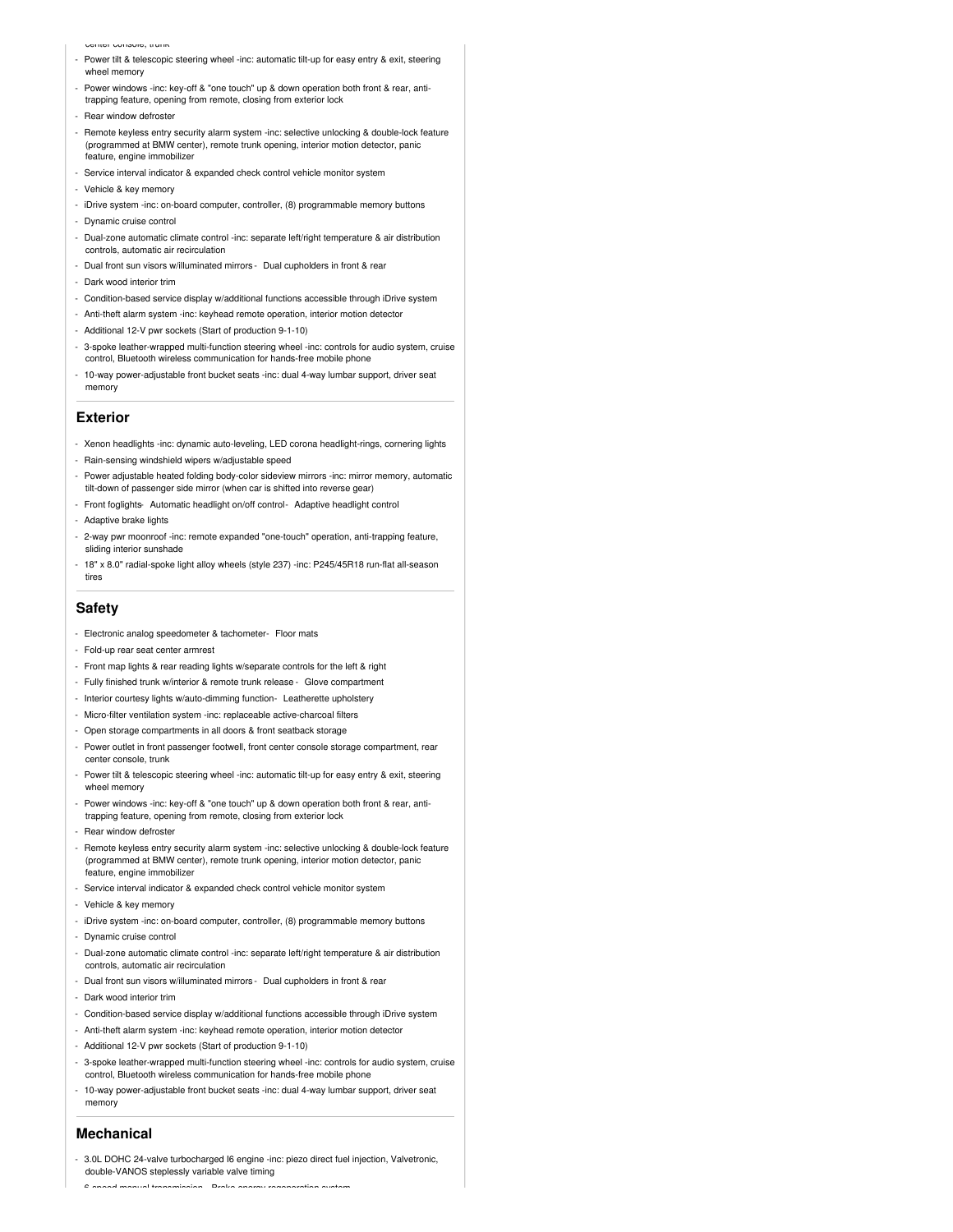center console, trunk

- Power tilt & telescopic steering wheel -inc: automatic tilt-up for easy entry & exit, steering wheel memory
- Power windows -inc: key-off & "one touch" up & down operation both front & rear, anti-trapping feature, opening from remote, closing from exterior lock
- Rear window defroster
- Remote keyless entry security alarm system -inc: selective unlocking & double-lock feature (programmed at BMW center), remote trunk opening, interior motion detector, panic feature, engine immobilizer
- Service interval indicator & expanded check control vehicle monitor system
- Vehicle & key memory
- iDrive system -inc: on-board computer, controller, (8) programmable memory buttons
- Dynamic cruise control
- Dual-zone automatic climate control -inc: separate left/right temperature & air distribution controls, automatic air recirculation
- Dual front sun visors w/illuminated mirrors - Dual cupholders in front & rear
- Dark wood interior trim
- Condition-based service display w/additional functions accessible through iDrive system
- Anti-theft alarm system -inc: keyhead remote operation, interior motion detector
- Additional 12-V pwr sockets (Start of production 9-1-10)
- 3-spoke leather-wrapped multi-function steering wheel -inc: controls for audio system, cruise control, Bluetooth wireless communication for hands-free mobile phone
- 10-way power-adjustable front bucket seats -inc: dual 4-way lumbar support, driver seat memory

## Exterior

- Xenon headlights -inc: dynamic auto-leveling, LED corona headlight-rings, cornering lights
- Rain-sensing windshield wipers w/adjustable speed
- Power adjustable heated folding body-color sideview mirrors -inc: mirror memory, automatic tilt-down of passenger side mirror (when car is shifted into reverse gear)
- Front foglights - Automatic headlight on/off control - Adaptive headlight control
- Adaptive brake lights
- 2-way pwr moonroof -inc: remote expanded "one-touch" operation, anti-trapping feature, sliding interior sunshade
- 18" x 8.0" radial-spoke light alloy wheels (style 237) -inc: P245/45R18 run-flat all-season tires

## Safety

- Electronic analog speedometer & tachometer - Floor mats
- Fold-up rear seat center armrest
- Front map lights & rear reading lights w/separate controls for the left & right
- Fully finished trunk w/interior & remote trunk release - Glove compartment
- Interior courtesy lights w/auto-dimming function - Leatherette upholstery
- Micro-filter ventilation system -inc: replaceable active-charcoal filters
- Open storage compartments in all doors & front seatback storage
- Power outlet in front passenger footwell, front center console storage compartment, rear center console, trunk
- Power tilt & telescopic steering wheel -inc: automatic tilt-up for easy entry & exit, steering wheel memory
- Power windows -inc: key-off & "one touch" up & down operation both front & rear, anti-trapping feature, opening from remote, closing from exterior lock
- Rear window defroster
- Remote keyless entry security alarm system -inc: selective unlocking & double-lock feature (programmed at BMW center), remote trunk opening, interior motion detector, panic feature, engine immobilizer
- Service interval indicator & expanded check control vehicle monitor system
- Vehicle & key memory
- iDrive system -inc: on-board computer, controller, (8) programmable memory buttons
- Dynamic cruise control
- Dual-zone automatic climate control -inc: separate left/right temperature & air distribution controls, automatic air recirculation
- Dual front sun visors w/illuminated mirrors - Dual cupholders in front & rear
- Dark wood interior trim
- Condition-based service display w/additional functions accessible through iDrive system
- Anti-theft alarm system -inc: keyhead remote operation, interior motion detector
- Additional 12-V pwr sockets (Start of production 9-1-10)
- 3-spoke leather-wrapped multi-function steering wheel -inc: controls for audio system, cruise control, Bluetooth wireless communication for hands-free mobile phone
- 10-way power-adjustable front bucket seats -inc: dual 4-way lumbar support, driver seat memory

## Mechanical

- 3.0L DOHC 24-valve turbocharged I6 engine -inc: piezo direct fuel injection, Valvetronic, double-VANOS steplessly variable valve timing
- 6-speed manual transmission - Brake energy regeneration system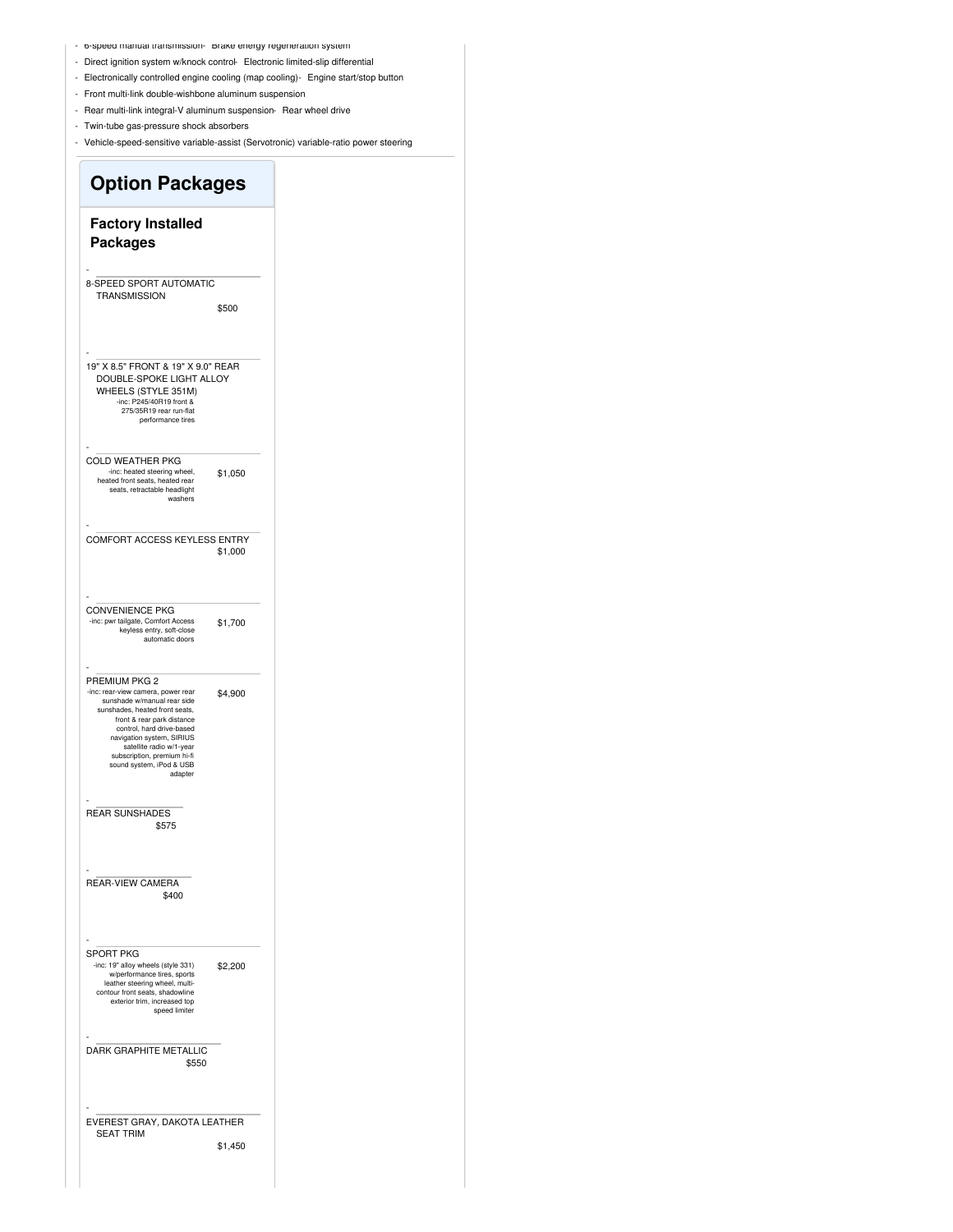- 6-speed manual transmission- Brake energy regeneration system
- Direct ignition system w/knock control- Electronic limited-slip differential
- Electronically controlled engine cooling (map cooling)- Engine start/stop button
- Front multi-link double-wishbone aluminum suspension
- Rear multi-link integral-V aluminum suspension- Rear wheel drive
- Twin-tube gas-pressure shock absorbers
- Vehicle-speed-sensitive variable-assist (Servotronic) variable-ratio power steering

## Option Packages

### Factory Installed Packages

- 8-SPEED SPORT AUTOMATIC TRANSMISSION
  $500

- 19" X 8.5" FRONT & 19" X 9.0" REAR DOUBLE-SPOKE LIGHT ALLOY WHEELS (STYLE 351M)
  -inc: P245/40R19 front & 275/35R19 rear run-flat performance tires

- COLD WEATHER PKG
  -inc: heated steering wheel, heated front seats, heated rear seats, retractable headlight washers
  $1,050

- COMFORT ACCESS KEYLESS ENTRY
  $1,000

- CONVENIENCE PKG
  -inc: pwr tailgate, Comfort Access keyless entry, soft-close automatic doors
  $1,700

- PREMIUM PKG 2
  -inc: rear-view camera, power rear sunshade w/manual rear side sunshades, heated front seats, front & rear park distance control, hard drive-based navigation system, SIRIUS satellite radio w/1-year subscription, premium hi-fi sound system, iPod & USB adapter
  $4,900

- REAR SUNSHADES
  $575

- REAR-VIEW CAMERA
  $400

- SPORT PKG
  -inc: 19" alloy wheels (style 331) w/performance tires, sports leather steering wheel, multi-contour front seats, shadowline exterior trim, increased top speed limiter
  $2,200

- DARK GRAPHITE METALLIC
  $550

- EVEREST GRAY, DAKOTA LEATHER SEAT TRIM
  $1,450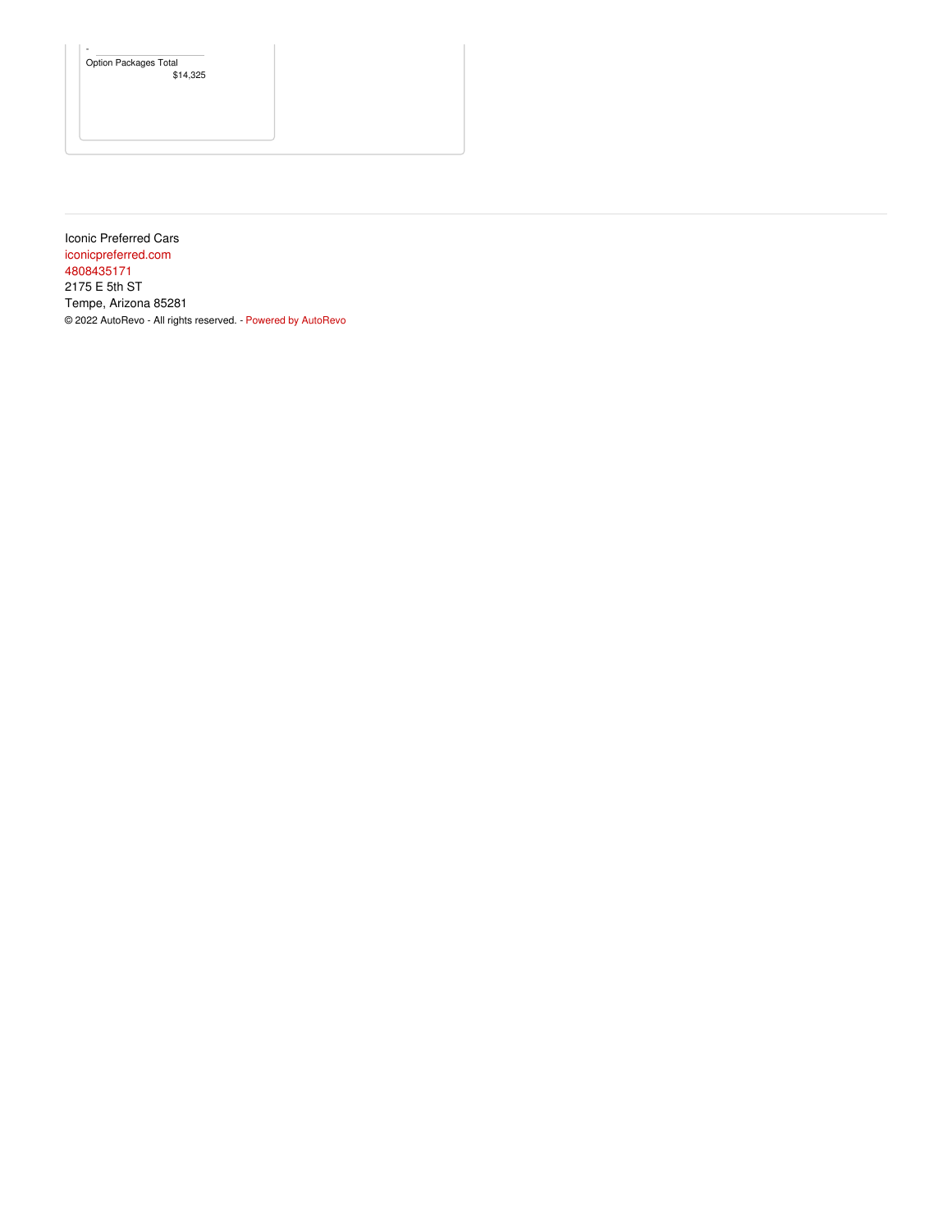-

Option Packages Total

$14,325

Iconic Preferred Cars

iconicpreferred.com

4808435171

2175 E 5th ST

Tempe, Arizona 85281

© 2022 AutoRevo - All rights reserved. - Powered by AutoRevo